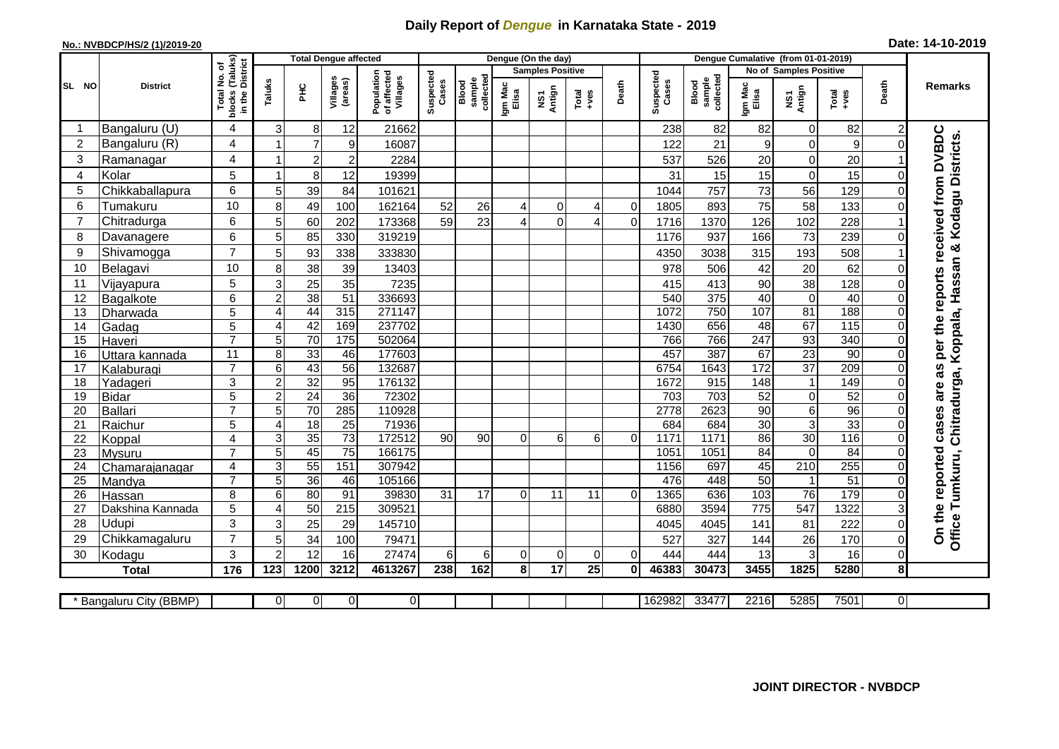# Daily Report of *Dengue* in Karnataka State - 2019

**No.: NVBDCP/HS/2 (1)/2019-20**

**Date: 14-10-2019**

| SL NO | District | Total No. of blocks (Taluks) in the District | Total Dengue affected | | | | Dengue (On the day) | | | | | | Dengue Cumalative (from 01-01-2019) | | | | | | Remarks |
|---|---|---|---|---|---|---|---|---|---|---|---|---|---|---|---|---|---|---|---|
| | | | Taluks | PHC | Villages (areas) | Population of affected Villages | Suspected Cases | Blood sample collected | Samples Positive | | | Death | Suspected Cases | Blood sample collected | No of Samples Positive | | | Death | |
| | | | | | | | | | Igm Mac Elisa | NS1 Antign | Total +ves | | | | Igm Mac Elisa | NS1 Antign | Total +ves | | |
| 1 | Bangaluru (U) | 4 | 3 | 8 | 12 | 21662 | | | | | | | 238 | 82 | 82 | 0 | 82 | 2 | On the reported cases are as per the reports received from DVBDC Office Tumkuru, Chitradurga, Koppala, Hassan & Kodagu Districts. |
| 2 | Bangaluru (R) | 4 | 1 | 7 | 9 | 16087 | | | | | | | 122 | 21 | 9 | 0 | 9 | 0 | |
| 3 | Ramanagar | 4 | 1 | 2 | 2 | 2284 | | | | | | | 537 | 526 | 20 | 0 | 20 | 1 | |
| 4 | Kolar | 5 | 1 | 8 | 12 | 19399 | | | | | | | 31 | 15 | 15 | 0 | 15 | 0 | |
| 5 | Chikkaballapura | 6 | 5 | 39 | 84 | 101621 | | | | | | | 1044 | 757 | 73 | 56 | 129 | 0 | |
| 6 | Tumakuru | 10 | 8 | 49 | 100 | 162164 | 52 | 26 | 4 | 0 | 4 | 0 | 1805 | 893 | 75 | 58 | 133 | 0 | |
| 7 | Chitradurga | 6 | 5 | 60 | 202 | 173368 | 59 | 23 | 4 | 0 | 4 | 0 | 1716 | 1370 | 126 | 102 | 228 | 1 | |
| 8 | Davanagere | 6 | 5 | 85 | 330 | 319219 | | | | | | | 1176 | 937 | 166 | 73 | 239 | 0 | |
| 9 | Shivamogga | 7 | 5 | 93 | 338 | 333830 | | | | | | | 4350 | 3038 | 315 | 193 | 508 | 1 | |
| 10 | Belagavi | 10 | 8 | 38 | 39 | 13403 | | | | | | | 978 | 506 | 42 | 20 | 62 | 0 | |
| 11 | Vijayapura | 5 | 3 | 25 | 35 | 7235 | | | | | | | 415 | 413 | 90 | 38 | 128 | 0 | |
| 12 | Bagalkote | 6 | 2 | 38 | 51 | 336693 | | | | | | | 540 | 375 | 40 | 0 | 40 | 0 | |
| 13 | Dharwada | 5 | 4 | 44 | 315 | 271147 | | | | | | | 1072 | 750 | 107 | 81 | 188 | 0 | |
| 14 | Gadag | 5 | 4 | 42 | 169 | 237702 | | | | | | | 1430 | 656 | 48 | 67 | 115 | 0 | |
| 15 | Haveri | 7 | 5 | 70 | 175 | 502064 | | | | | | | 766 | 766 | 247 | 93 | 340 | 0 | |
| 16 | Uttara kannada | 11 | 8 | 33 | 46 | 177603 | | | | | | | 457 | 387 | 67 | 23 | 90 | 0 | |
| 17 | Kalaburagi | 7 | 6 | 43 | 56 | 132687 | | | | | | | 6754 | 1643 | 172 | 37 | 209 | 0 | |
| 18 | Yadageri | 3 | 2 | 32 | 95 | 176132 | | | | | | | 1672 | 915 | 148 | 1 | 149 | 0 | |
| 19 | Bidar | 5 | 2 | 24 | 36 | 72302 | | | | | | | 703 | 703 | 52 | 0 | 52 | 0 | |
| 20 | Ballari | 7 | 5 | 70 | 285 | 110928 | | | | | | | 2778 | 2623 | 90 | 6 | 96 | 0 | |
| 21 | Raichur | 5 | 4 | 18 | 25 | 71936 | | | | | | | 684 | 684 | 30 | 3 | 33 | 0 | |
| 22 | Koppal | 4 | 3 | 35 | 73 | 172512 | 90 | 90 | 0 | 6 | 6 | 0 | 1171 | 1171 | 86 | 30 | 116 | 0 | |
| 23 | Mysuru | 7 | 5 | 45 | 75 | 166175 | | | | | | | 1051 | 1051 | 84 | 0 | 84 | 0 | |
| 24 | Chamarajanagar | 4 | 3 | 55 | 151 | 307942 | | | | | | | 1156 | 697 | 45 | 210 | 255 | 0 | |
| 25 | Mandya | 7 | 5 | 36 | 46 | 105166 | | | | | | | 476 | 448 | 50 | 1 | 51 | 0 | |
| 26 | Hassan | 8 | 6 | 80 | 91 | 39830 | 31 | 17 | 0 | 11 | 11 | 0 | 1365 | 636 | 103 | 76 | 179 | 0 | |
| 27 | Dakshina Kannada | 5 | 4 | 50 | 215 | 309521 | | | | | | | 6880 | 3594 | 775 | 547 | 1322 | 3 | |
| 28 | Udupi | 3 | 3 | 25 | 29 | 145710 | | | | | | | 4045 | 4045 | 141 | 81 | 222 | 0 | |
| 29 | Chikkamagaluru | 7 | 5 | 34 | 100 | 79471 | | | | | | | 527 | 327 | 144 | 26 | 170 | 0 | |
| 30 | Kodagu | 3 | 2 | 12 | 16 | 27474 | 6 | 6 | 0 | 0 | 0 | 0 | 444 | 444 | 13 | 3 | 16 | 0 | |
| | **Total** | **176** | **123** | **1200** | **3212** | **4613267** | **238** | **162** | **8** | **17** | **25** | **0** | **46383** | **30473** | **3455** | **1825** | **5280** | **8** | |

| * Bangaluru City (BBMP) | | 0 | 0 | 0 | 0 | | | | | | | 162982 | 33477 | 2216 | 5285 | 7501 | 0 | |
|---|---|---|---|---|---|---|---|---|---|---|---|---|---|---|---|---|---|---|

**JOINT DIRECTOR - NVBDCP**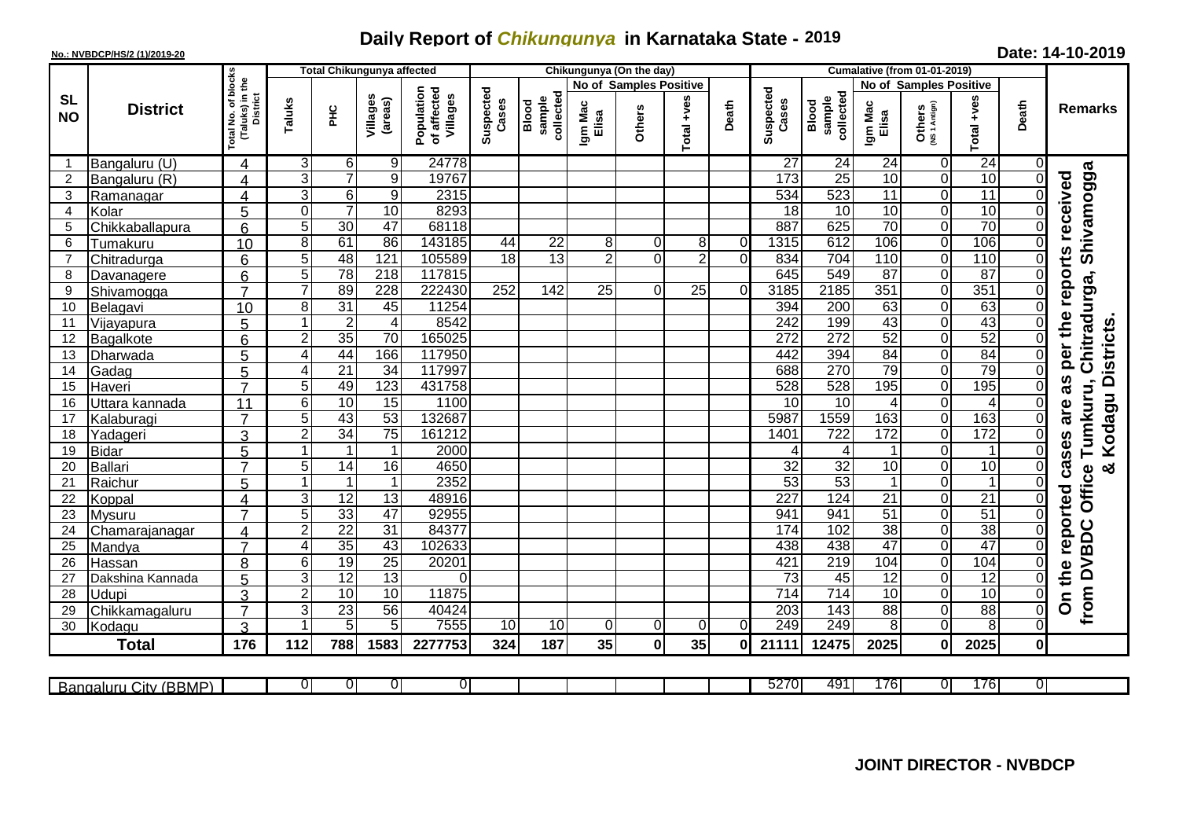# Daily Report of *Chikungunya* in Karnataka State - 2019

**No.: NVBDCP/HS/2 (1)/2019-20**

**Date: 14-10-2019**

| SL NO | District | Total No. of blocks (Taluks) in the District | Total Chikungunya affected | | | | Chikungunya (On the day) | | | | | | | Cumalative (from 01-01-2019) | | | | | | | Remarks |
|---|---|---|---|---|---|---|---|---|---|---|---|---|---|---|---|---|---|---|---|---|---|
| | | | Taluks | PHC | Villages (areas) | Population of affected Villages | Suspected Cases | Blood sample collected | No of Samples Positive | | | Death | Suspected Cases | Blood sample collected | No of Samples Positive | | | Death | |
| | | | | | | | | | Igm Mac Elisa | Others | Total +ves | | | | Igm Mac Elisa | Others (NS1 Antign) | Total +ves | | |
| 1 | Bangaluru (U) | 4 | 3 | 6 | 9 | 24778 | | | | | | | 27 | 24 | 24 | 0 | 24 | 0 | On the reported cases are as per the reports received from DVBDC Office Tumkuru, Chitradurga, Shivamogga & Kodagu Districts. |
| 2 | Bangaluru (R) | 4 | 3 | 7 | 9 | 19767 | | | | | | | 173 | 25 | 10 | 0 | 10 | 0 | |
| 3 | Ramanagar | 4 | 3 | 6 | 9 | 2315 | | | | | | | 534 | 523 | 11 | 0 | 11 | 0 | |
| 4 | Kolar | 5 | 0 | 7 | 10 | 8293 | | | | | | | 18 | 10 | 10 | 0 | 10 | 0 | |
| 5 | Chikkaballapura | 6 | 5 | 30 | 47 | 68118 | | | | | | | 887 | 625 | 70 | 0 | 70 | 0 | |
| 6 | Tumakuru | 10 | 8 | 61 | 86 | 143185 | 44 | 22 | 8 | 0 | 8 | 0 | 1315 | 612 | 106 | 0 | 106 | 0 | |
| 7 | Chitradurga | 6 | 5 | 48 | 121 | 105589 | 18 | 13 | 2 | 0 | 2 | 0 | 834 | 704 | 110 | 0 | 110 | 0 | |
| 8 | Davanagere | 6 | 5 | 78 | 218 | 117815 | | | | | | | 645 | 549 | 87 | 0 | 87 | 0 | |
| 9 | Shivamogga | 7 | 7 | 89 | 228 | 222430 | 252 | 142 | 25 | 0 | 25 | 0 | 3185 | 2185 | 351 | 0 | 351 | 0 | |
| 10 | Belagavi | 10 | 8 | 31 | 45 | 11254 | | | | | | | 394 | 200 | 63 | 0 | 63 | 0 | |
| 11 | Vijayapura | 5 | 1 | 2 | 4 | 8542 | | | | | | | 242 | 199 | 43 | 0 | 43 | 0 | |
| 12 | Bagalkote | 6 | 2 | 35 | 70 | 165025 | | | | | | | 272 | 272 | 52 | 0 | 52 | 0 | |
| 13 | Dharwada | 5 | 4 | 44 | 166 | 117950 | | | | | | | 442 | 394 | 84 | 0 | 84 | 0 | |
| 14 | Gadag | 5 | 4 | 21 | 34 | 117997 | | | | | | | 688 | 270 | 79 | 0 | 79 | 0 | |
| 15 | Haveri | 7 | 5 | 49 | 123 | 431758 | | | | | | | 528 | 528 | 195 | 0 | 195 | 0 | |
| 16 | Uttara kannada | 11 | 6 | 10 | 15 | 1100 | | | | | | | 10 | 10 | 4 | 0 | 4 | 0 | |
| 17 | Kalaburagi | 7 | 5 | 43 | 53 | 132687 | | | | | | | 5987 | 1559 | 163 | 0 | 163 | 0 | |
| 18 | Yadageri | 3 | 2 | 34 | 75 | 161212 | | | | | | | 1401 | 722 | 172 | 0 | 172 | 0 | |
| 19 | Bidar | 5 | 1 | 1 | 1 | 2000 | | | | | | | 4 | 4 | 1 | 0 | 1 | 0 | |
| 20 | Ballari | 7 | 5 | 14 | 16 | 4650 | | | | | | | 32 | 32 | 10 | 0 | 10 | 0 | |
| 21 | Raichur | 5 | 1 | 1 | 1 | 2352 | | | | | | | 53 | 53 | 1 | 0 | 1 | 0 | |
| 22 | Koppal | 4 | 3 | 12 | 13 | 48916 | | | | | | | 227 | 124 | 21 | 0 | 21 | 0 | |
| 23 | Mysuru | 7 | 5 | 33 | 47 | 92955 | | | | | | | 941 | 941 | 51 | 0 | 51 | 0 | |
| 24 | Chamarajanagar | 4 | 2 | 22 | 31 | 84377 | | | | | | | 174 | 102 | 38 | 0 | 38 | 0 | |
| 25 | Mandya | 7 | 4 | 35 | 43 | 102633 | | | | | | | 438 | 438 | 47 | 0 | 47 | 0 | |
| 26 | Hassan | 8 | 6 | 19 | 25 | 20201 | | | | | | | 421 | 219 | 104 | 0 | 104 | 0 | |
| 27 | Dakshina Kannada | 5 | 3 | 12 | 13 | 0 | | | | | | | 73 | 45 | 12 | 0 | 12 | 0 | |
| 28 | Udupi | 3 | 2 | 10 | 10 | 11875 | | | | | | | 714 | 714 | 10 | 0 | 10 | 0 | |
| 29 | Chikkamagaluru | 7 | 3 | 23 | 56 | 40424 | | | | | | | 203 | 143 | 88 | 0 | 88 | 0 | |
| 30 | Kodagu | 3 | 1 | 5 | 5 | 7555 | 10 | 10 | 0 | 0 | 0 | 0 | 249 | 249 | 8 | 0 | 8 | 0 | |
| **Total** | | **176** | **112** | **788** | **1583** | **2277753** | **324** | **187** | **35** | **0** | **35** | **0** | **21111** | **12475** | **2025** | **0** | **2025** | **0** | |

| | | | | | | | | | | | | | | | | | | |
|---|---|---|---|---|---|---|---|---|---|---|---|---|---|---|---|---|---|---|
| Bangaluru City (BBMP) | | 0 | 0 | 0 | 0 | | | | | | | 5270 | 491 | 176 | 0 | 176 | 0 | |

**JOINT DIRECTOR - NVBDCP**